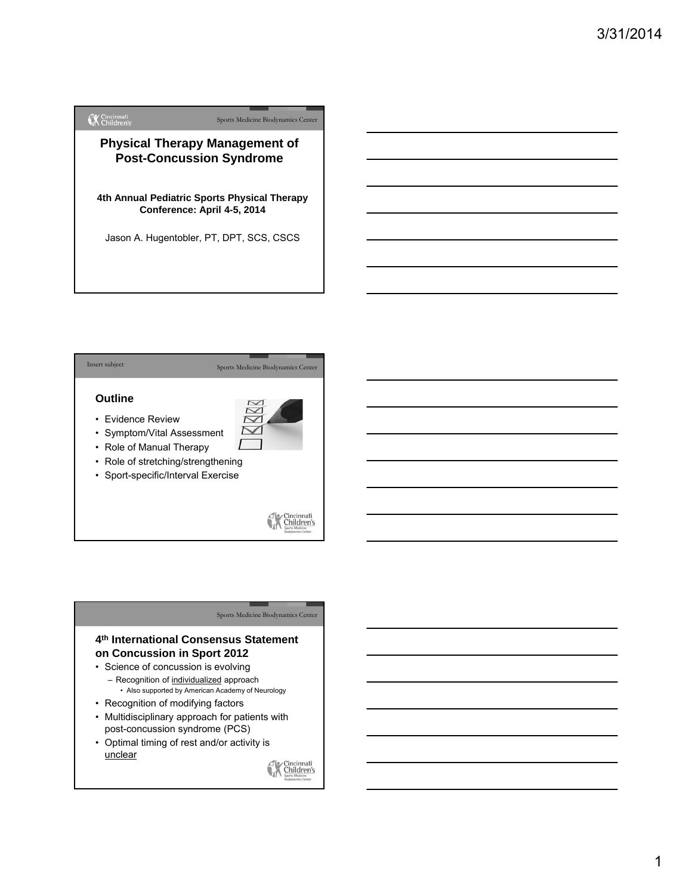# Physical Therapy Management of Post-Concussion Syndrome

**4th Annual Pediatric Sports Physical Therapy Conference: April 4-5, 2014**

Jason A. Hugentobler, PT, DPT, SCS, CSCS

## Outline

- Evidence Review
- Symptom/Vital Assessment
- Role of Manual Therapy
- Role of stretching/strengthening
- Sport-specific/Interval Exercise

## 4th International Consensus Statement on Concussion in Sport 2012

- Science of concussion is evolving
  - Recognition of individualized approach
    - Also supported by American Academy of Neurology
- Recognition of modifying factors
- Multidisciplinary approach for patients with post-concussion syndrome (PCS)
- Optimal timing of rest and/or activity is unclear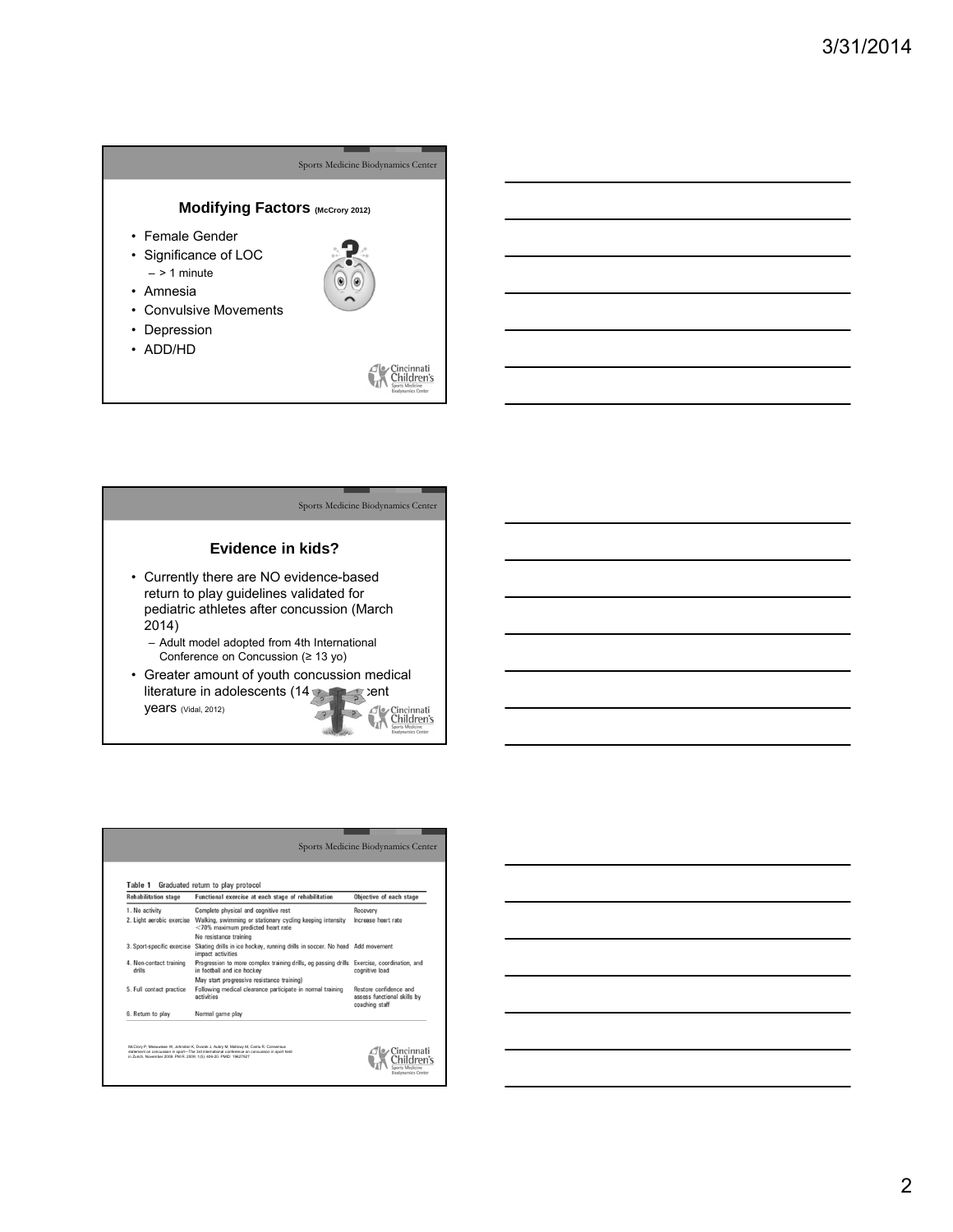## Modifying Factors (McCrory 2012)

- Female Gender
- Significance of LOC
  - > 1 minute
- Amnesia
- Convulsive Movements
- Depression
- ADD/HD

## Evidence in kids?

- Currently there are NO evidence-based return to play guidelines validated for pediatric athletes after concussion (March 2014)
  - Adult model adopted from 4th International Conference on Concussion (≥ 13 yo)
- Greater amount of youth concussion medical literature in adolescents (14 ... cent years (Vidal, 2012)

**Table 1** Graduated return to play protocol

| Rehabilitation stage | Functional exercise at each stage of rehabilitation | Objective of each stage |
|---|---|---|
| 1. No activity | Complete physical and cognitive rest | Recovery |
| 2. Light aerobic exercise | Walking, swimming or stationary cycling keeping intensity <70% maximum predicted heart rate<br>No resistance training | Increase heart rate |
| 3. Sport-specific exercise | Skating drills in ice hockey, running drills in soccer. No head impact activities | Add movement |
| 4. Non-contact training drills | Progression to more complex training drills, eg passing drills in football and ice hockey<br>May start progressive resistance training) | Exercise, coordination, and cognitive load |
| 5. Full contact practice | Following medical clearance participate in normal training activities | Restore confidence and assess functional skills by coaching staff |
| 6. Return to play | Normal game play | |

McCrory P, Meeuwisse W, Johnston K, Dvorak J, Aubry M, Molloy M, Cantu R. Consensus statement on concussion in sport—The 3rd international conference on concussion in sport held in Zurich, November 2008. PM R. 2009; 1(5): 406-20. PMID: 19627927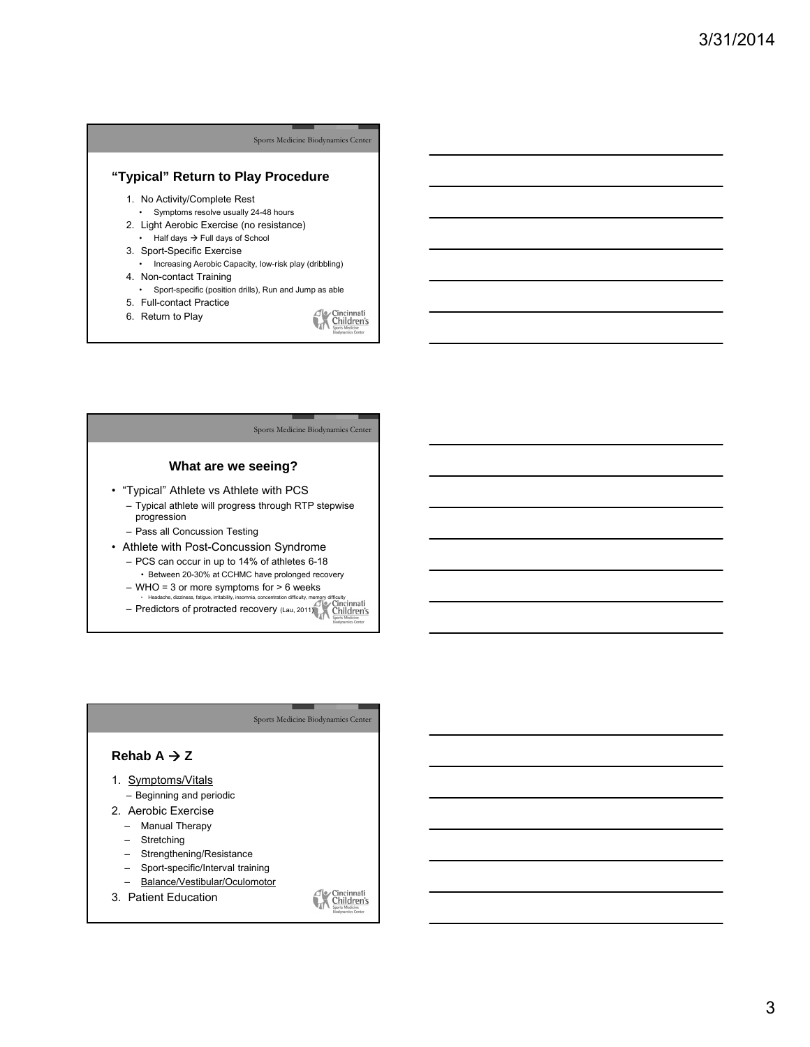## "Typical" Return to Play Procedure

1. No Activity/Complete Rest
   - Symptoms resolve usually 24-48 hours
2. Light Aerobic Exercise (no resistance)
   - Half days → Full days of School
3. Sport-Specific Exercise
   - Increasing Aerobic Capacity, low-risk play (dribbling)
4. Non-contact Training
   - Sport-specific (position drills), Run and Jump as able
5. Full-contact Practice
6. Return to Play

## What are we seeing?

- "Typical" Athlete vs Athlete with PCS
  - Typical athlete will progress through RTP stepwise progression
  - Pass all Concussion Testing
- Athlete with Post-Concussion Syndrome
  - PCS can occur in up to 14% of athletes 6-18
    - Between 20-30% at CCHMC have prolonged recovery
  - WHO = 3 or more symptoms for > 6 weeks
    - Headache, dizziness, fatigue, irritability, insomnia, concentration difficulty, memory difficulty
  - Predictors of protracted recovery (Lau, 2011)

## Rehab A → Z

1. Symptoms/Vitals
   - Beginning and periodic
2. Aerobic Exercise
   - Manual Therapy
   - Stretching
   - Strengthening/Resistance
   - Sport-specific/Interval training
   - Balance/Vestibular/Oculomotor
3. Patient Education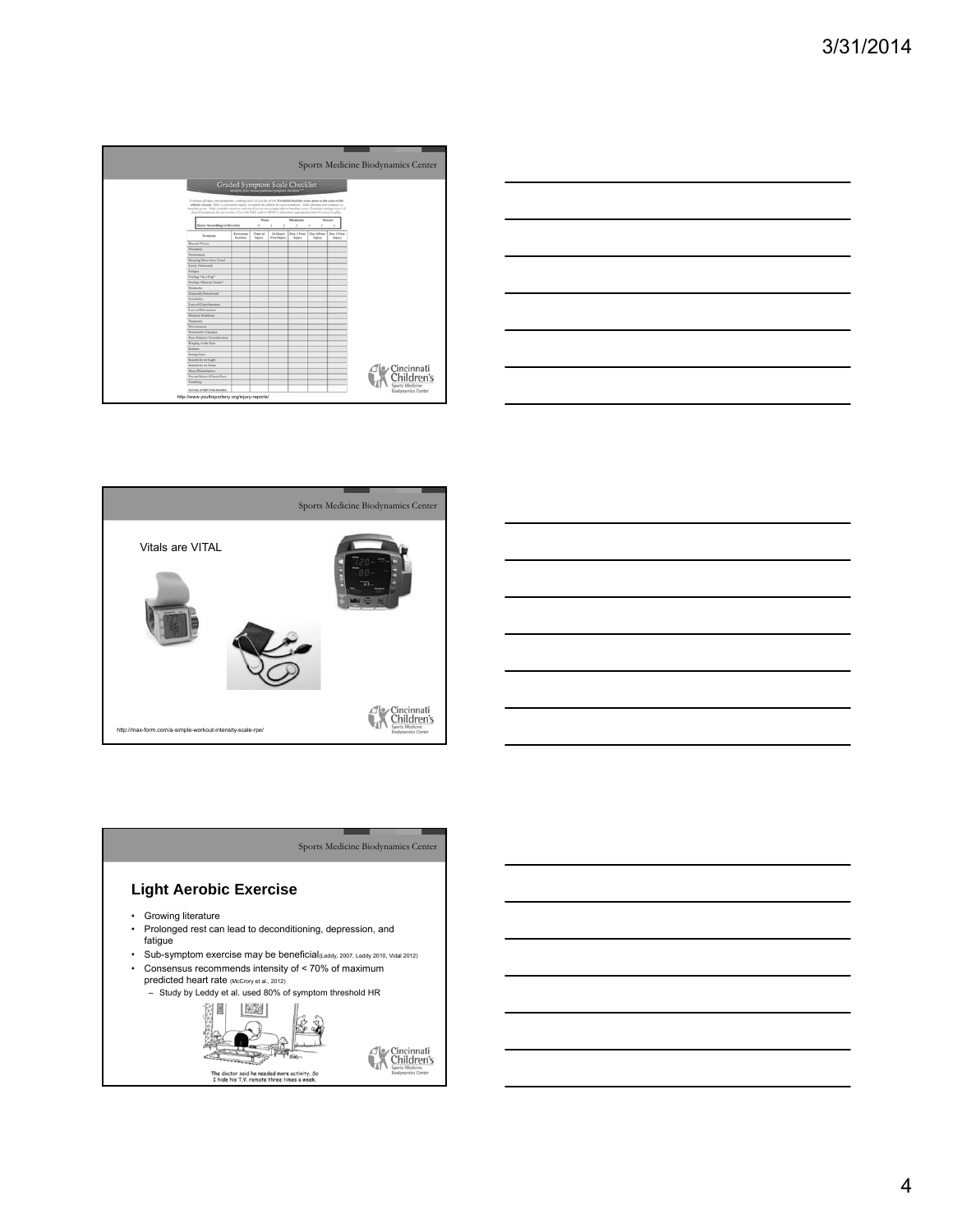Sports Medicine Biodynamics Center

Graded Symptom Scale Checklist

http://www.youthsportsny.org/injury-reports/

Sports Medicine Biodynamics Center

Vitals are VITAL

http://max-form.com/a-simple-workout-intensity-scale-rpe/

Sports Medicine Biodynamics Center

## Light Aerobic Exercise

- Growing literature
- Prolonged rest can lead to deconditioning, depression, and fatigue
- Sub-symptom exercise may be beneficial(Leddy, 2007, Leddy 2010, Vidal 2012)
- Consensus recommends intensity of < 70% of maximum predicted heart rate (McCrory et al., 2012)
  - Study by Leddy et al. used 80% of symptom threshold HR

The doctor said he needed more activity. So I hide his T.V. remote three times a week.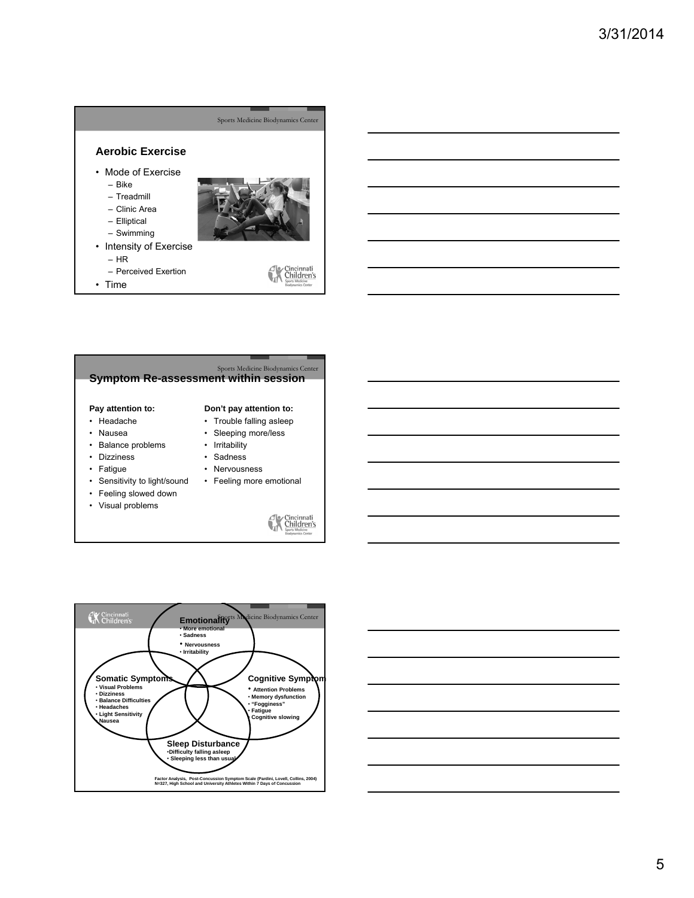## Aerobic Exercise

- Mode of Exercise
  - Bike
  - Treadmill
  - Clinic Area
  - Elliptical
  - Swimming
- Intensity of Exercise
  - HR
  - Perceived Exertion
- Time

## Symptom Re-assessment within session

**Pay attention to:**

- Headache
- Nausea
- Balance problems
- Dizziness
- Fatigue
- Sensitivity to light/sound
- Feeling slowed down
- Visual problems

**Don't pay attention to:**

- Trouble falling asleep
- Sleeping more/less
- Irritability
- Sadness
- Nervousness
- Feeling more emotional

**Emotionality**
- More emotional
- Sadness
- Nervousness
- Irritability

**Somatic Symptoms**
- Visual Problems
- Dizziness
- Balance Difficulties
- Headaches
- Light Sensitivity
- Nausea

**Cognitive Symptom**
- Attention Problems
- Memory dysfunction
- "Fogginess"
- Fatigue
- Cognitive slowing

**Sleep Disturbance**
- Difficulty falling asleep
- Sleeping less than usual

Factor Analysis, Post-Concussion Symptom Scale (Pardini, Lovell, Collins, 2004)
N=327, High School and University Athletes Within 7 Days of Concussion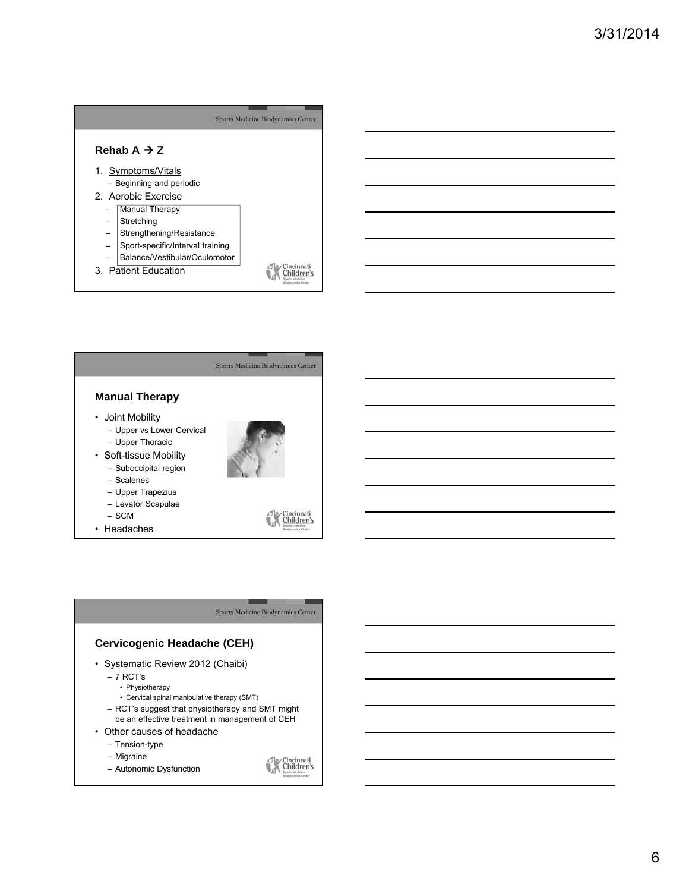## Rehab A → Z

1. Symptoms/Vitals
   - Beginning and periodic
2. Aerobic Exercise
   - Manual Therapy
   - Stretching
   - Strengthening/Resistance
   - Sport-specific/Interval training
   - Balance/Vestibular/Oculomotor
3. Patient Education

## Manual Therapy

- Joint Mobility
  - Upper vs Lower Cervical
  - Upper Thoracic
- Soft-tissue Mobility
  - Suboccipital region
  - Scalenes
  - Upper Trapezius
  - Levator Scapulae
  - SCM
- Headaches

## Cervicogenic Headache (CEH)

- Systematic Review 2012 (Chaibi)
  - 7 RCT's
    - Physiotherapy
    - Cervical spinal manipulative therapy (SMT)
  - RCT's suggest that physiotherapy and SMT might be an effective treatment in management of CEH
- Other causes of headache
  - Tension-type
  - Migraine
  - Autonomic Dysfunction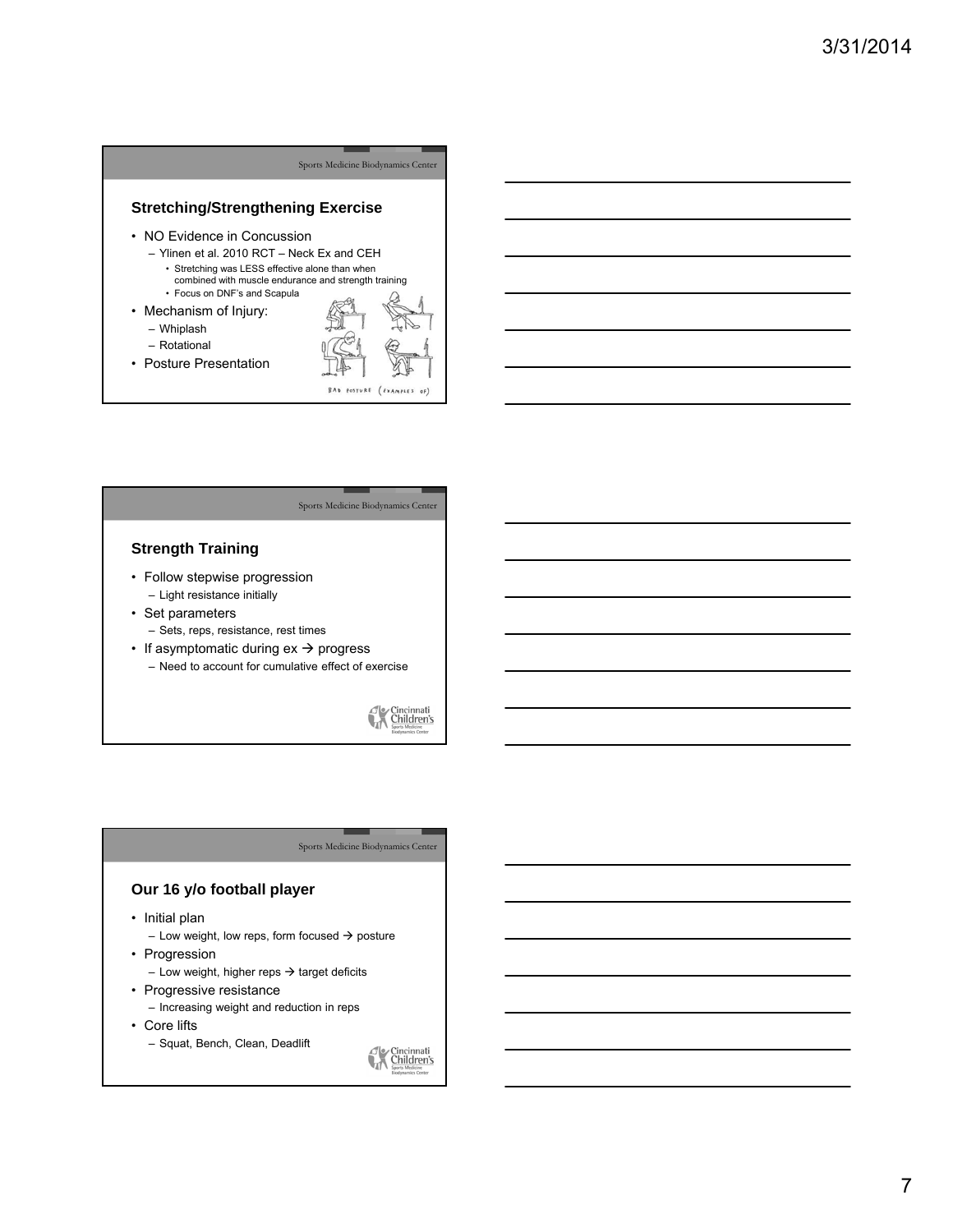## Stretching/Strengthening Exercise

- NO Evidence in Concussion
  - Ylinen et al. 2010 RCT – Neck Ex and CEH
    - Stretching was LESS effective alone than when combined with muscle endurance and strength training
    - Focus on DNF's and Scapula
- Mechanism of Injury:
  - Whiplash
  - Rotational
- Posture Presentation

## Strength Training

- Follow stepwise progression
  - Light resistance initially
- Set parameters
  - Sets, reps, resistance, rest times
- If asymptomatic during ex → progress
  - Need to account for cumulative effect of exercise

## Our 16 y/o football player

- Initial plan
  - Low weight, low reps, form focused → posture
- Progression
  - Low weight, higher reps → target deficits
- Progressive resistance
  - Increasing weight and reduction in reps
- Core lifts
  - Squat, Bench, Clean, Deadlift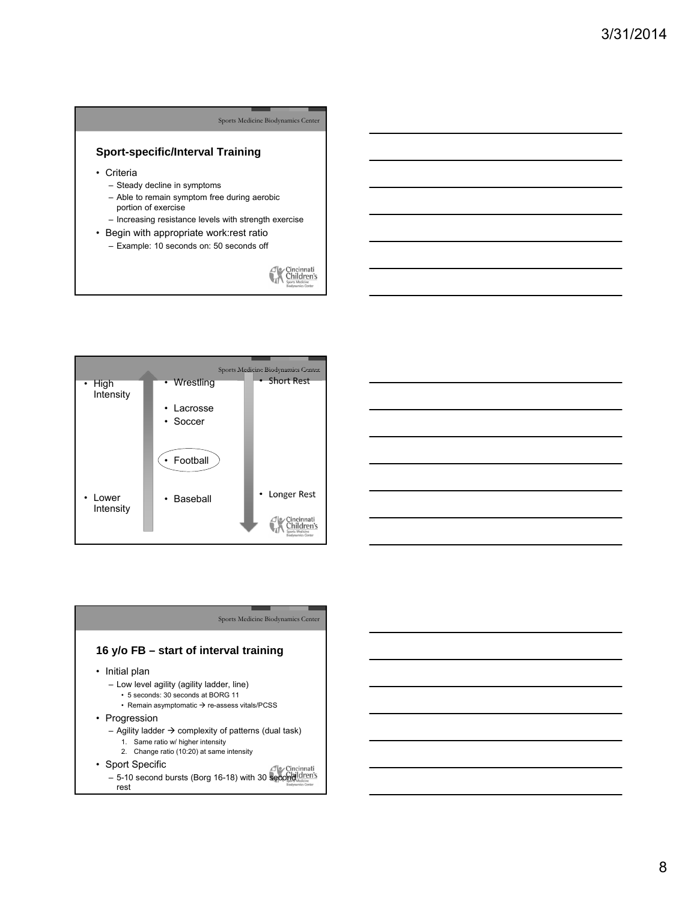## Sport-specific/Interval Training

- Criteria
  - Steady decline in symptoms
  - Able to remain symptom free during aerobic portion of exercise
  - Increasing resistance levels with strength exercise
- Begin with appropriate work:rest ratio
  - Example: 10 seconds on: 50 seconds off

---

- High Intensity
- Lower Intensity

- Wrestling
- Lacrosse
- Soccer
- Football
- Baseball

- Short Rest
- Longer Rest

---

## 16 y/o FB – start of interval training

- Initial plan
  - Low level agility (agility ladder, line)
    - 5 seconds: 30 seconds at BORG 11
    - Remain asymptomatic → re-assess vitals/PCSS
- Progression
  - Agility ladder → complexity of patterns (dual task)
    1. Same ratio w/ higher intensity
    2. Change ratio (10:20) at same intensity
- Sport Specific
  - 5-10 second bursts (Borg 16-18) with 30 second rest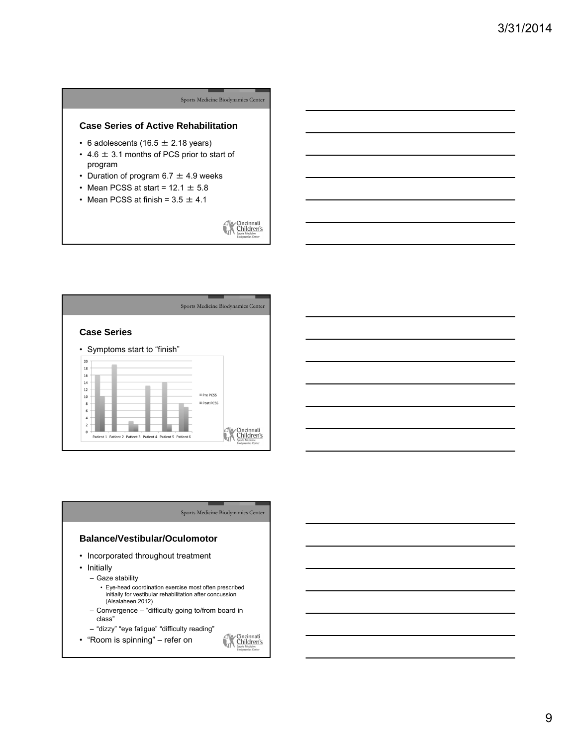### Case Series of Active Rehabilitation

- 6 adolescents (16.5 ± 2.18 years)
- 4.6 ± 3.1 months of PCS prior to start of program
- Duration of program 6.7 ± 4.9 weeks
- Mean PCSS at start = 12.1 ± 5.8
- Mean PCSS at finish = 3.5 ± 4.1

### Case Series

- Symptoms start to "finish"

### Balance/Vestibular/Oculomotor

- Incorporated throughout treatment
- Initially
  - Gaze stability
    - Eye-head coordination exercise most often prescribed initially for vestibular rehabilitation after concussion (Alsalaheen 2012)
  - Convergence – "difficulty going to/from board in class"
  - "dizzy" "eye fatigue" "difficulty reading"
- "Room is spinning" – refer on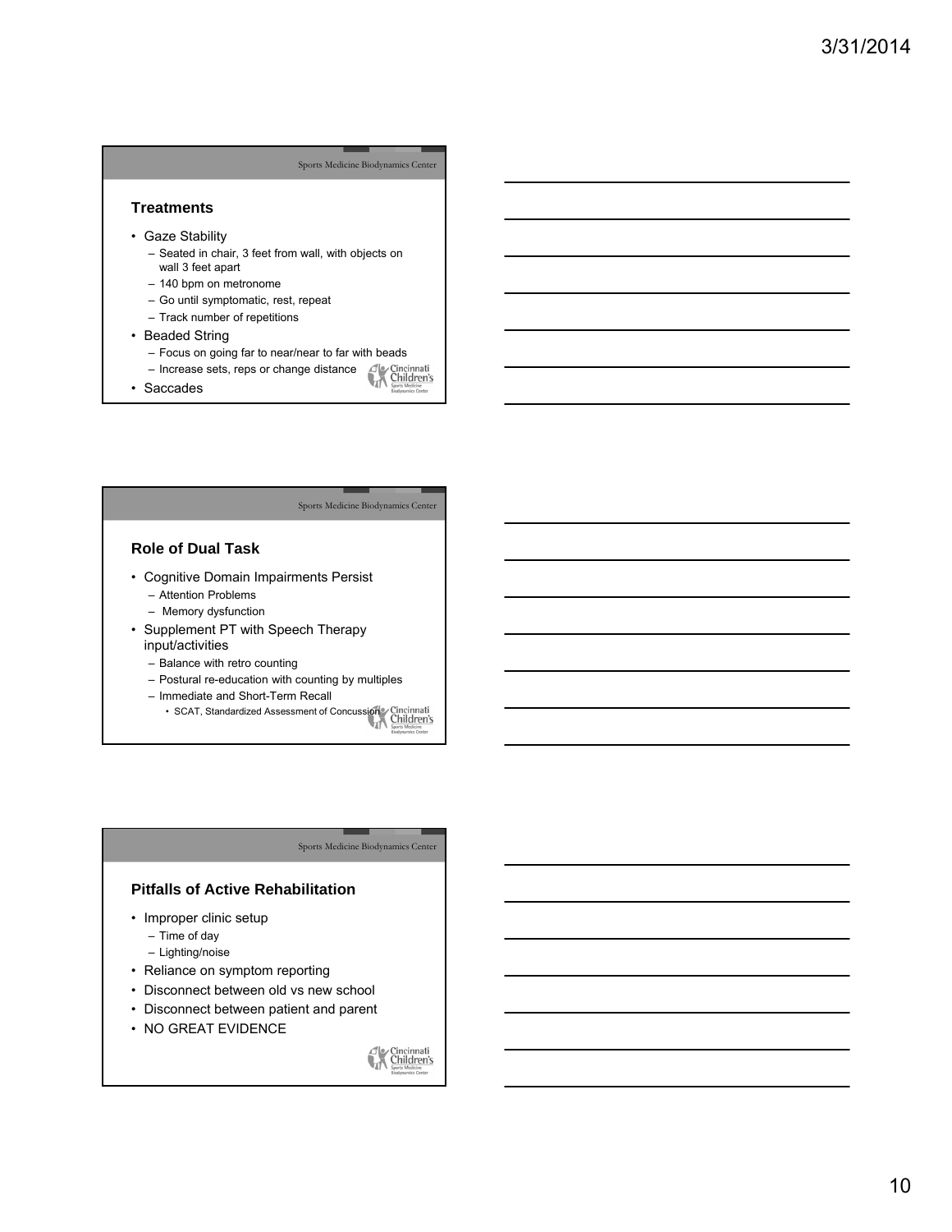## Treatments

- Gaze Stability
  - Seated in chair, 3 feet from wall, with objects on wall 3 feet apart
  - 140 bpm on metronome
  - Go until symptomatic, rest, repeat
  - Track number of repetitions
- Beaded String
  - Focus on going far to near/near to far with beads
  - Increase sets, reps or change distance
- Saccades

## Role of Dual Task

- Cognitive Domain Impairments Persist
  - Attention Problems
  - Memory dysfunction
- Supplement PT with Speech Therapy input/activities
  - Balance with retro counting
  - Postural re-education with counting by multiples
  - Immediate and Short-Term Recall
    - SCAT, Standardized Assessment of Concussion

## Pitfalls of Active Rehabilitation

- Improper clinic setup
  - Time of day
  - Lighting/noise
- Reliance on symptom reporting
- Disconnect between old vs new school
- Disconnect between patient and parent
- NO GREAT EVIDENCE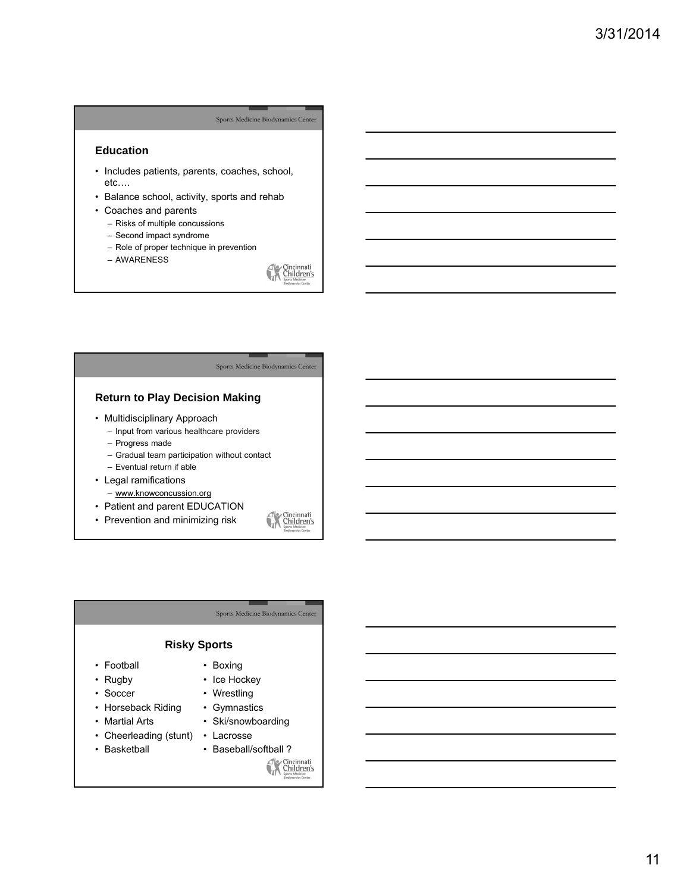## Education

- Includes patients, parents, coaches, school, etc….
- Balance school, activity, sports and rehab
- Coaches and parents
  - Risks of multiple concussions
  - Second impact syndrome
  - Role of proper technique in prevention
  - AWARENESS

## Return to Play Decision Making

- Multidisciplinary Approach
  - Input from various healthcare providers
  - Progress made
  - Gradual team participation without contact
  - Eventual return if able
- Legal ramifications
  - www.knowconcussion.org
- Patient and parent EDUCATION
- Prevention and minimizing risk

## Risky Sports

- Football
- Rugby
- Soccer
- Horseback Riding
- Martial Arts
- Cheerleading (stunt)
- Basketball
- Boxing
- Ice Hockey
- Wrestling
- Gymnastics
- Ski/snowboarding
- Lacrosse
- Baseball/softball ?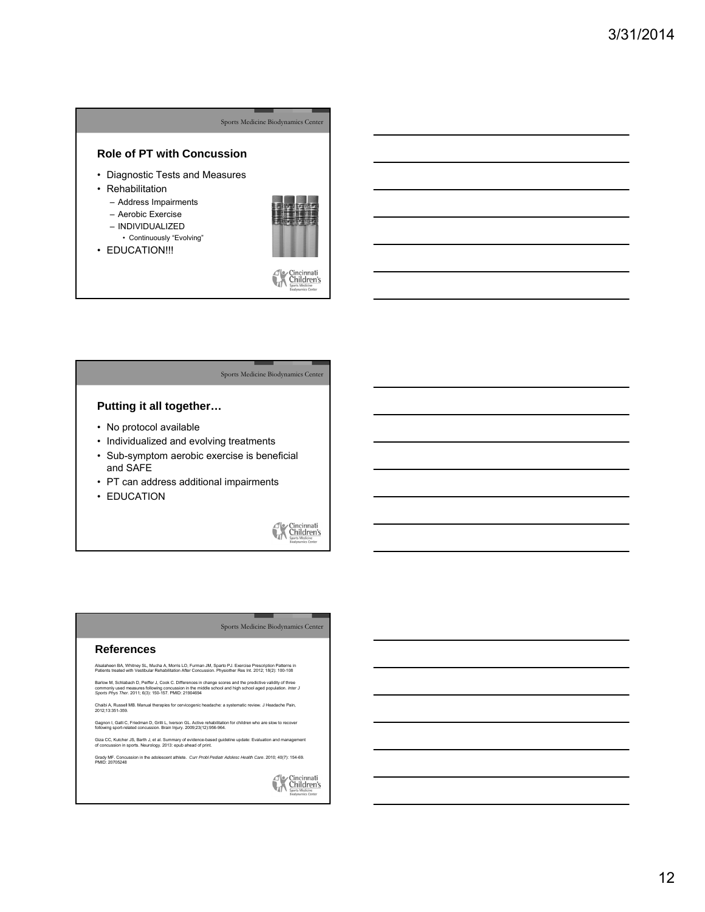## Role of PT with Concussion

- Diagnostic Tests and Measures
- Rehabilitation
  - Address Impairments
  - Aerobic Exercise
  - INDIVIDUALIZED
    - Continuously "Evolving"
- EDUCATION!!!

## Putting it all together…

- No protocol available
- Individualized and evolving treatments
- Sub-symptom aerobic exercise is beneficial and SAFE
- PT can address additional impairments
- EDUCATION

## References

Alsalaheen BA, Whitney SL, Mucha A, Morris LO, Furman JM, Sparto PJ. Exercise Prescription Patterns in Patients treated with Vestibular Rehabilitation After Concussion. Physiother Res Int. 2012; 18(2): 100-108

Barlow M, Schlabach D, Peiffer J, Cook C. Differences in change scores and the predictive validity of three commonly used measures following concussion in the middle school and high school aged population. *Inter J Sports Phys Ther*. 2011; 6(3): 150-157. PMID: 21904694

Chaibi A, Russell MB. Manual therapies for cervicogenic headache: a systematic review. J Headache Pain, 2012;13:351-359.

Gagnon I, Galli C, Friedman D, Grilli L, Iverson GL. Active rehabilitation for children who are slow to recover following sport-related concussion. Brain Injury. 2009;23(12):956-964.

Giza CC, Kutcher JS, Barth J, et al. Summary of evidence-based guideline update: Evaluation and management of concussion in sports. Neurology. 2013: epub ahead of print.

Grady MF. Concussion in the adolescent athlete. *Curr Probl Pediatr Adolesc Health Care*. 2010; 40(7): 154-69. PMID: 20705248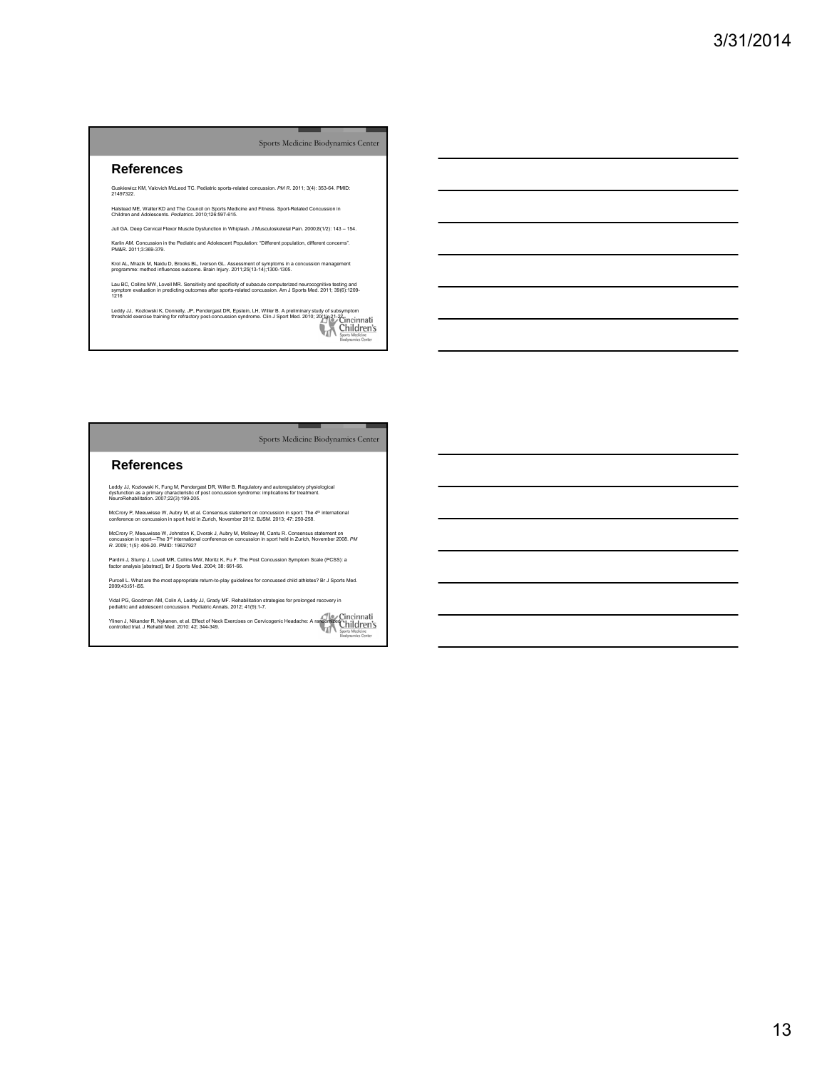## References

Guskiewicz KM, Valovich McLeod TC. Pediatric sports-related concussion. *PM R*. 2011; 3(4): 353-64. PMID: 21497322.

Halstead ME, Walter KD and The Council on Sports Medicine and Fitness. Sport-Related Concussion in Children and Adolescents. *Pediatrics*. 2010;126:597-615.

Jull GA. Deep Cervical Flexor Muscle Dysfunction in Whiplash. J Musculoskeletal Pain. 2000;8(1/2): 143 – 154.

Karlin AM. Concussion in the Pediatric and Adolescent Population: "Different population, different concerns". PM&R. 2011;3:369-379.

Krol AL, Mrazik M, Naidu D, Brooks BL, Iverson GL. Assessment of symptoms in a concussion management programme: method influences outcome. Brain Injury. 2011;25(13-14);1300-1305.

Lau BC, Collins MW, Lovell MR. Sensitivity and specificity of subacute computerized neurocognitive testing and symptom evaluation in predicting outcomes after sports-related concussion. Am J Sports Med. 2011; 39(6):1209-1216

Leddy JJ, Kozlowski K, Donnelly, JP, Pendergast DR, Epstein, LH, Willer B. A preliminary study of subsymptom threshold exercise training for refractory post-concussion syndrome. Clin J Sport Med. 2010; 20(1):21-27.

## References

Leddy JJ, Kozlowski K, Fung M, Pendergast DR, Willer B. Regulatory and autoregulatory physiological dysfunction as a primary characteristic of post concussion syndrome: implications for treatment. NeuroRehabilitation. 2007;22(3):199-205.

McCrory P, Meeuwisse W, Aubry M, et al. Consensus statement on concussion in sport: The 4th international conference on concussion in sport held in Zurich, November 2012. BJSM. 2013; 47: 250-258.

McCrory P, Meeuwisse W, Johnston K, Dvorak J, Aubry M, Mollowy M, Cantu R. Consensus statement on concussion in sport—The 3rd international conference on concussion in sport held in Zurich, November 2008. *PM R*. 2009; 1(5): 406-20. PMID: 19627927

Pardini J, Stump J, Lovell MR, Collins MW, Moritz K, Fu F. The Post Concussion Symptom Scale (PCSS): a factor analysis [abstract]. Br J Sports Med. 2004; 38: 661-66.

Purcell L. What are the most appropriate return-to-play guidelines for concussed child athletes? Br J Sports Med. 2009;43:i51-i55.

Vidal PG, Goodman AM, Colin A, Leddy JJ, Grady MF. Rehabilitation strategies for prolonged recovery in pediatric and adolescent concussion. Pediatric Annals. 2012; 41(9):1-7.

Ylinen J, Nikander R, Nykanen, et al. Effect of Neck Exercises on Cervicogenic Headache: A randomized controlled trial. J Rehabil Med. 2010: 42; 344-349.